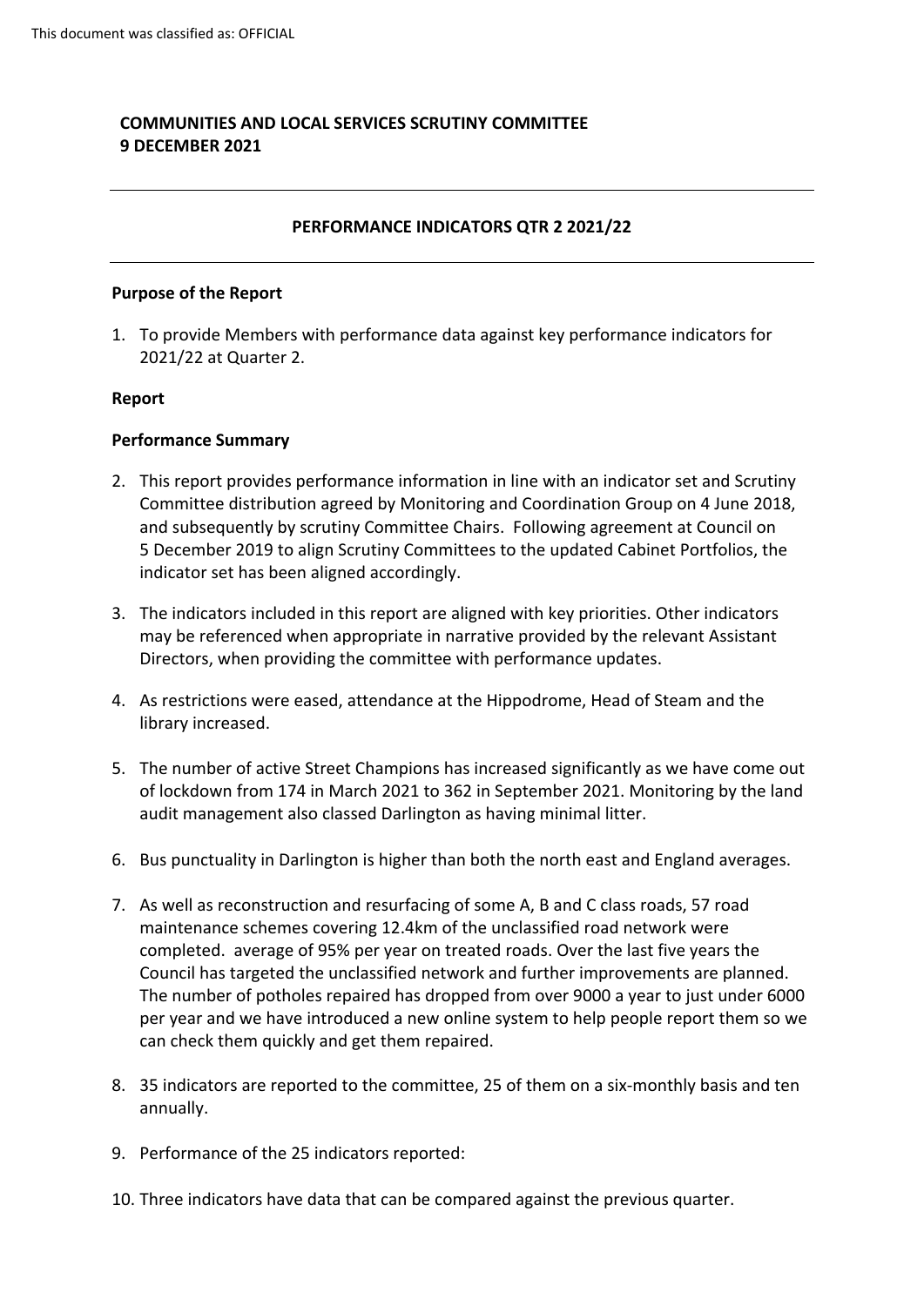This document was classified as: OFFICIAL

**COMMUNITIES AND LOCAL SERVICES SCRUTINY COMMITTEE**
**9 DECEMBER 2021**

---

**PERFORMANCE INDICATORS QTR 2 2021/22**

---

**Purpose of the Report**

1. To provide Members with performance data against key performance indicators for 2021/22 at Quarter 2.

**Report**

**Performance Summary**

2. This report provides performance information in line with an indicator set and Scrutiny Committee distribution agreed by Monitoring and Coordination Group on 4 June 2018, and subsequently by scrutiny Committee Chairs. Following agreement at Council on 5 December 2019 to align Scrutiny Committees to the updated Cabinet Portfolios, the indicator set has been aligned accordingly.

3. The indicators included in this report are aligned with key priorities. Other indicators may be referenced when appropriate in narrative provided by the relevant Assistant Directors, when providing the committee with performance updates.

4. As restrictions were eased, attendance at the Hippodrome, Head of Steam and the library increased.

5. The number of active Street Champions has increased significantly as we have come out of lockdown from 174 in March 2021 to 362 in September 2021. Monitoring by the land audit management also classed Darlington as having minimal litter.

6. Bus punctuality in Darlington is higher than both the north east and England averages.

7. As well as reconstruction and resurfacing of some A, B and C class roads, 57 road maintenance schemes covering 12.4km of the unclassified road network were completed. average of 95% per year on treated roads. Over the last five years the Council has targeted the unclassified network and further improvements are planned. The number of potholes repaired has dropped from over 9000 a year to just under 6000 per year and we have introduced a new online system to help people report them so we can check them quickly and get them repaired.

8. 35 indicators are reported to the committee, 25 of them on a six-monthly basis and ten annually.

9. Performance of the 25 indicators reported:

10. Three indicators have data that can be compared against the previous quarter.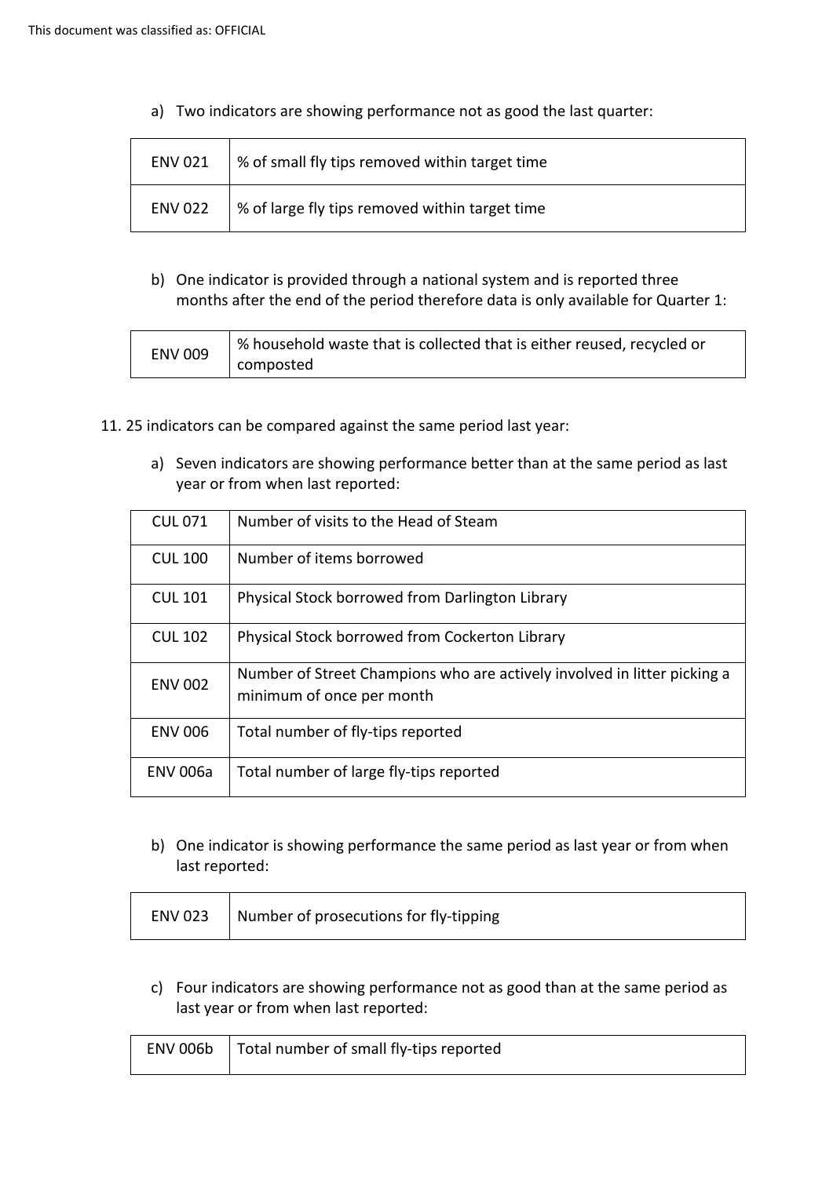a) Two indicators are showing performance not as good the last quarter:

| ENV 021 | % of small fly tips removed within target time |
|---|---|
| ENV 022 | % of large fly tips removed within target time |

b) One indicator is provided through a national system and is reported three months after the end of the period therefore data is only available for Quarter 1:

| ENV 009 | % household waste that is collected that is either reused, recycled or composted |
|---|---|

11. 25 indicators can be compared against the same period last year:

a) Seven indicators are showing performance better than at the same period as last year or from when last reported:

| CUL 071 | Number of visits to the Head of Steam |
|---|---|
| CUL 100 | Number of items borrowed |
| CUL 101 | Physical Stock borrowed from Darlington Library |
| CUL 102 | Physical Stock borrowed from Cockerton Library |
| ENV 002 | Number of Street Champions who are actively involved in litter picking a minimum of once per month |
| ENV 006 | Total number of fly-tips reported |
| ENV 006a | Total number of large fly-tips reported |

b) One indicator is showing performance the same period as last year or from when last reported:

| ENV 023 | Number of prosecutions for fly-tipping |
|---|---|

c) Four indicators are showing performance not as good than at the same period as last year or from when last reported:

| ENV 006b | Total number of small fly-tips reported |
|---|---|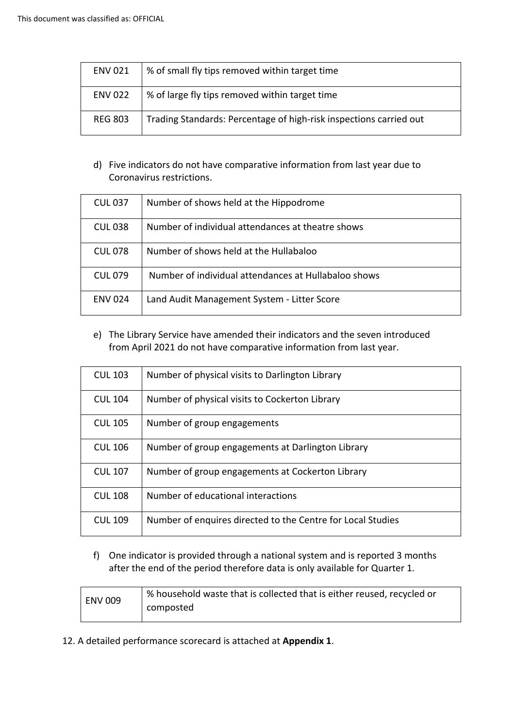| ENV 021 | % of small fly tips removed within target time |
|---|---|
| ENV 022 | % of large fly tips removed within target time |
| REG 803 | Trading Standards: Percentage of high-risk inspections carried out |

d) Five indicators do not have comparative information from last year due to Coronavirus restrictions.

| CUL 037 | Number of shows held at the Hippodrome |
|---|---|
| CUL 038 | Number of individual attendances at theatre shows |
| CUL 078 | Number of shows held at the Hullabaloo |
| CUL 079 | Number of individual attendances at Hullabaloo shows |
| ENV 024 | Land Audit Management System - Litter Score |

e) The Library Service have amended their indicators and the seven introduced from April 2021 do not have comparative information from last year.

| CUL 103 | Number of physical visits to Darlington Library |
|---|---|
| CUL 104 | Number of physical visits to Cockerton Library |
| CUL 105 | Number of group engagements |
| CUL 106 | Number of group engagements at Darlington Library |
| CUL 107 | Number of group engagements at Cockerton Library |
| CUL 108 | Number of educational interactions |
| CUL 109 | Number of enquires directed to the Centre for Local Studies |

f) One indicator is provided through a national system and is reported 3 months after the end of the period therefore data is only available for Quarter 1.

| ENV 009 | % household waste that is collected that is either reused, recycled or composted |
|---|---|

12. A detailed performance scorecard is attached at **Appendix 1**.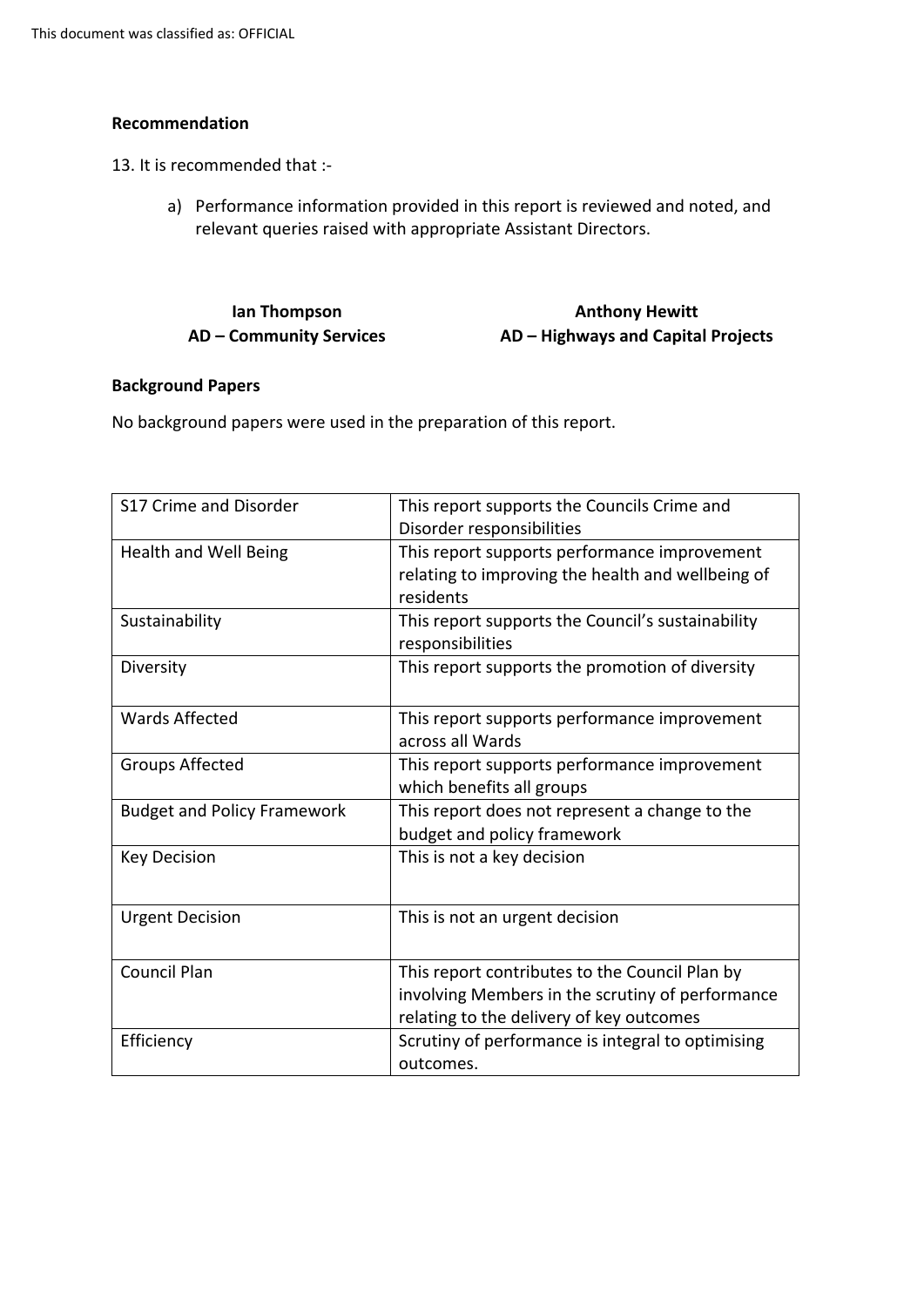## Recommendation

13. It is recommended that :-

   a) Performance information provided in this report is reviewed and noted, and relevant queries raised with appropriate Assistant Directors.

| **Ian Thompson** | **Anthony Hewitt** |
|---|---|
| **AD – Community Services** | **AD – Highways and Capital Projects** |

## Background Papers

No background papers were used in the preparation of this report.

| | |
|---|---|
| S17 Crime and Disorder | This report supports the Councils Crime and Disorder responsibilities |
| Health and Well Being | This report supports performance improvement relating to improving the health and wellbeing of residents |
| Sustainability | This report supports the Council's sustainability responsibilities |
| Diversity | This report supports the promotion of diversity |
| Wards Affected | This report supports performance improvement across all Wards |
| Groups Affected | This report supports performance improvement which benefits all groups |
| Budget and Policy Framework | This report does not represent a change to the budget and policy framework |
| Key Decision | This is not a key decision |
| Urgent Decision | This is not an urgent decision |
| Council Plan | This report contributes to the Council Plan by involving Members in the scrutiny of performance relating to the delivery of key outcomes |
| Efficiency | Scrutiny of performance is integral to optimising outcomes. |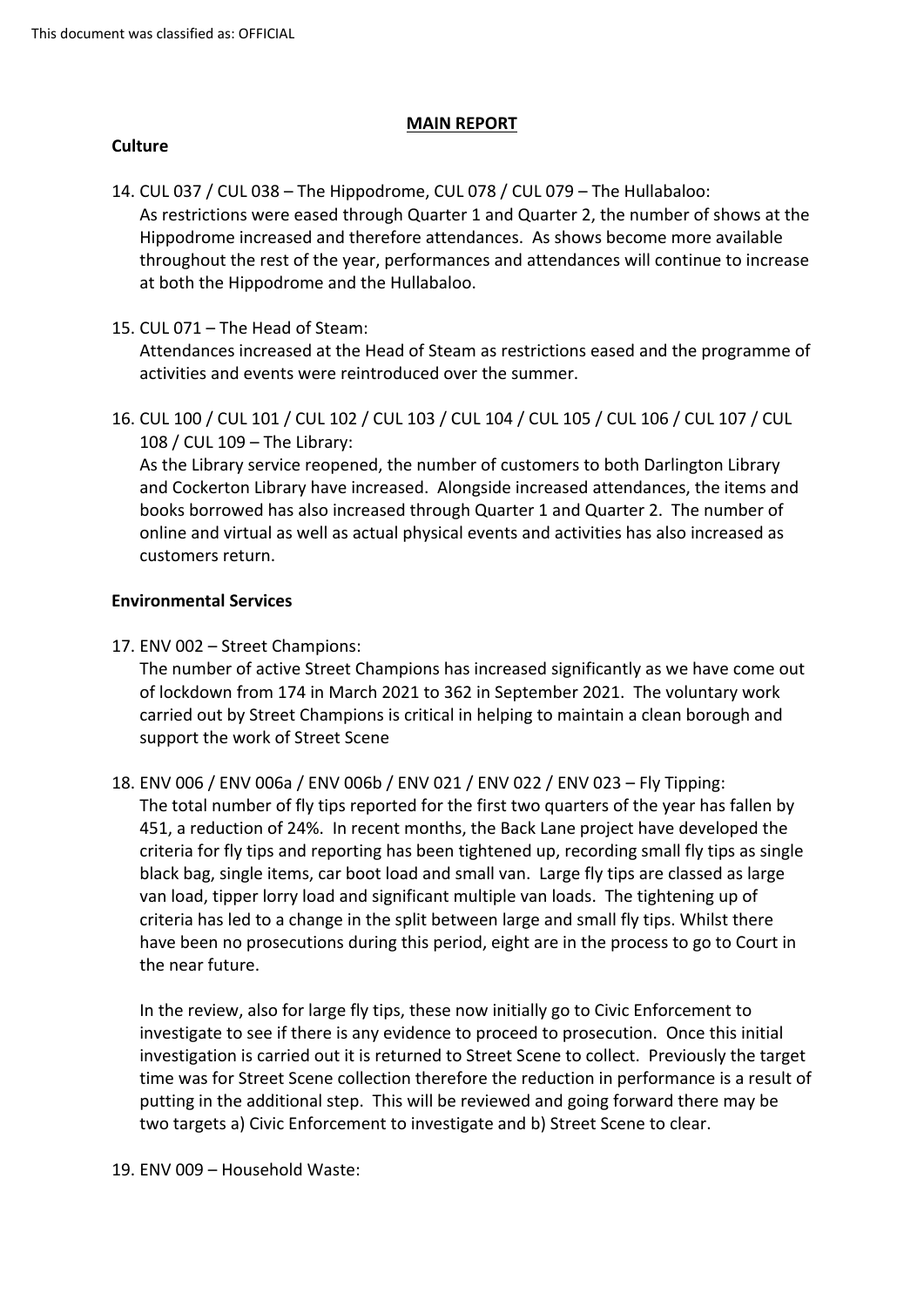## MAIN REPORT

### Culture

14. CUL 037 / CUL 038 – The Hippodrome, CUL 078 / CUL 079 – The Hullabaloo:
    As restrictions were eased through Quarter 1 and Quarter 2, the number of shows at the Hippodrome increased and therefore attendances. As shows become more available throughout the rest of the year, performances and attendances will continue to increase at both the Hippodrome and the Hullabaloo.

15. CUL 071 – The Head of Steam:
    Attendances increased at the Head of Steam as restrictions eased and the programme of activities and events were reintroduced over the summer.

16. CUL 100 / CUL 101 / CUL 102 / CUL 103 / CUL 104 / CUL 105 / CUL 106 / CUL 107 / CUL 108 / CUL 109 – The Library:
    As the Library service reopened, the number of customers to both Darlington Library and Cockerton Library have increased. Alongside increased attendances, the items and books borrowed has also increased through Quarter 1 and Quarter 2. The number of online and virtual as well as actual physical events and activities has also increased as customers return.

### Environmental Services

17. ENV 002 – Street Champions:
    The number of active Street Champions has increased significantly as we have come out of lockdown from 174 in March 2021 to 362 in September 2021. The voluntary work carried out by Street Champions is critical in helping to maintain a clean borough and support the work of Street Scene

18. ENV 006 / ENV 006a / ENV 006b / ENV 021 / ENV 022 / ENV 023 – Fly Tipping:
    The total number of fly tips reported for the first two quarters of the year has fallen by 451, a reduction of 24%. In recent months, the Back Lane project have developed the criteria for fly tips and reporting has been tightened up, recording small fly tips as single black bag, single items, car boot load and small van. Large fly tips are classed as large van load, tipper lorry load and significant multiple van loads. The tightening up of criteria has led to a change in the split between large and small fly tips. Whilst there have been no prosecutions during this period, eight are in the process to go to Court in the near future.

    In the review, also for large fly tips, these now initially go to Civic Enforcement to investigate to see if there is any evidence to proceed to prosecution. Once this initial investigation is carried out it is returned to Street Scene to collect. Previously the target time was for Street Scene collection therefore the reduction in performance is a result of putting in the additional step. This will be reviewed and going forward there may be two targets a) Civic Enforcement to investigate and b) Street Scene to clear.

19. ENV 009 – Household Waste: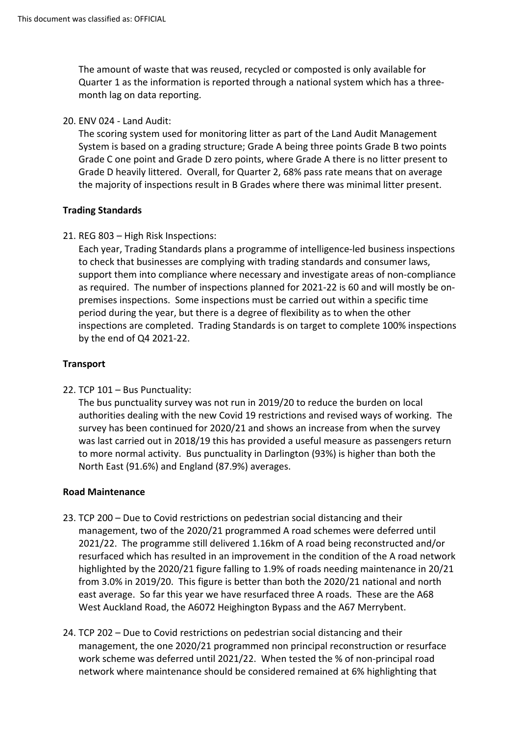The amount of waste that was reused, recycled or composted is only available for Quarter 1 as the information is reported through a national system which has a three-month lag on data reporting.

20. ENV 024 - Land Audit:
    The scoring system used for monitoring litter as part of the Land Audit Management System is based on a grading structure; Grade A being three points Grade B two points Grade C one point and Grade D zero points, where Grade A there is no litter present to Grade D heavily littered. Overall, for Quarter 2, 68% pass rate means that on average the majority of inspections result in B Grades where there was minimal litter present.

**Trading Standards**

21. REG 803 – High Risk Inspections:
    Each year, Trading Standards plans a programme of intelligence-led business inspections to check that businesses are complying with trading standards and consumer laws, support them into compliance where necessary and investigate areas of non-compliance as required. The number of inspections planned for 2021-22 is 60 and will mostly be on-premises inspections. Some inspections must be carried out within a specific time period during the year, but there is a degree of flexibility as to when the other inspections are completed. Trading Standards is on target to complete 100% inspections by the end of Q4 2021-22.

**Transport**

22. TCP 101 – Bus Punctuality:
    The bus punctuality survey was not run in 2019/20 to reduce the burden on local authorities dealing with the new Covid 19 restrictions and revised ways of working. The survey has been continued for 2020/21 and shows an increase from when the survey was last carried out in 2018/19 this has provided a useful measure as passengers return to more normal activity. Bus punctuality in Darlington (93%) is higher than both the North East (91.6%) and England (87.9%) averages.

**Road Maintenance**

23. TCP 200 – Due to Covid restrictions on pedestrian social distancing and their management, two of the 2020/21 programmed A road schemes were deferred until 2021/22. The programme still delivered 1.16km of A road being reconstructed and/or resurfaced which has resulted in an improvement in the condition of the A road network highlighted by the 2020/21 figure falling to 1.9% of roads needing maintenance in 20/21 from 3.0% in 2019/20. This figure is better than both the 2020/21 national and north east average. So far this year we have resurfaced three A roads. These are the A68 West Auckland Road, the A6072 Heighington Bypass and the A67 Merrybent.

24. TCP 202 – Due to Covid restrictions on pedestrian social distancing and their management, the one 2020/21 programmed non principal reconstruction or resurface work scheme was deferred until 2021/22. When tested the % of non-principal road network where maintenance should be considered remained at 6% highlighting that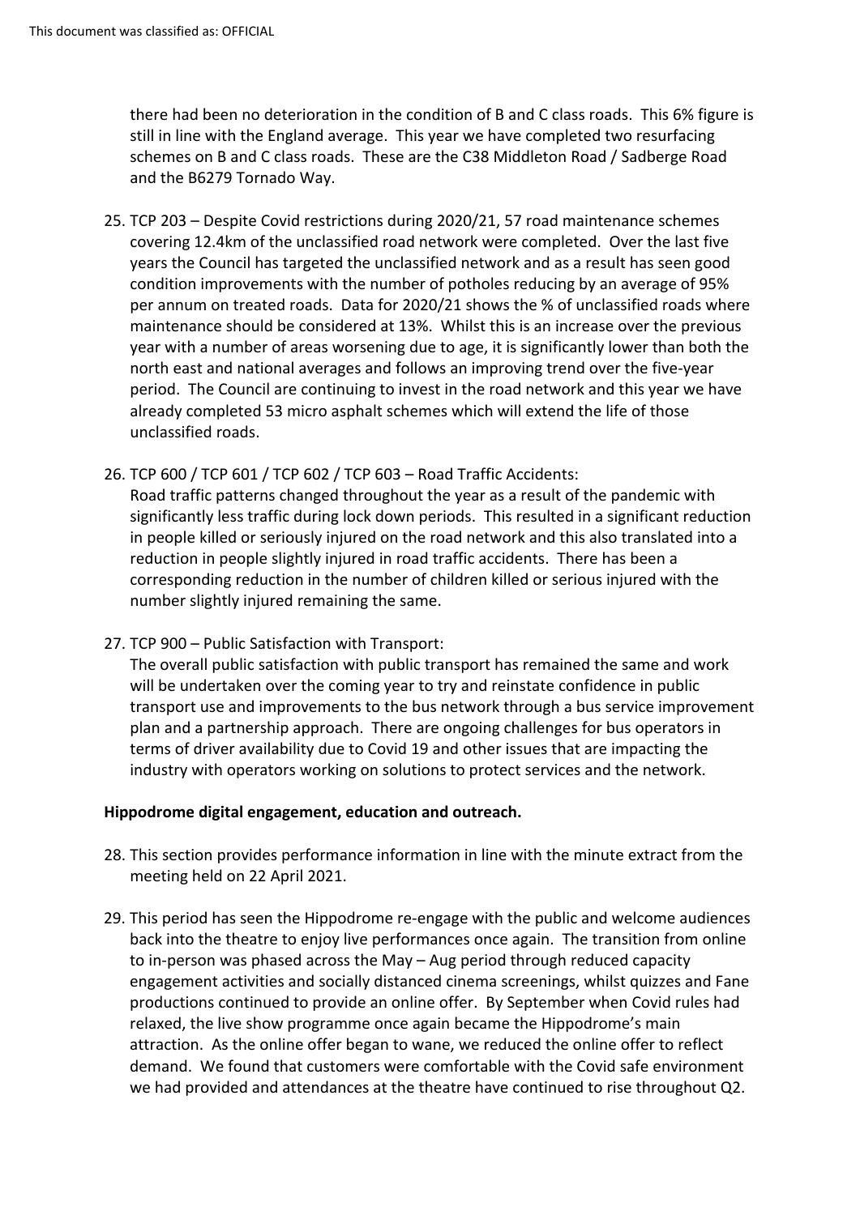there had been no deterioration in the condition of B and C class roads. This 6% figure is still in line with the England average. This year we have completed two resurfacing schemes on B and C class roads. These are the C38 Middleton Road / Sadberge Road and the B6279 Tornado Way.

25. TCP 203 – Despite Covid restrictions during 2020/21, 57 road maintenance schemes covering 12.4km of the unclassified road network were completed. Over the last five years the Council has targeted the unclassified network and as a result has seen good condition improvements with the number of potholes reducing by an average of 95% per annum on treated roads. Data for 2020/21 shows the % of unclassified roads where maintenance should be considered at 13%. Whilst this is an increase over the previous year with a number of areas worsening due to age, it is significantly lower than both the north east and national averages and follows an improving trend over the five-year period. The Council are continuing to invest in the road network and this year we have already completed 53 micro asphalt schemes which will extend the life of those unclassified roads.

26. TCP 600 / TCP 601 / TCP 602 / TCP 603 – Road Traffic Accidents:
Road traffic patterns changed throughout the year as a result of the pandemic with significantly less traffic during lock down periods. This resulted in a significant reduction in people killed or seriously injured on the road network and this also translated into a reduction in people slightly injured in road traffic accidents. There has been a corresponding reduction in the number of children killed or serious injured with the number slightly injured remaining the same.

27. TCP 900 – Public Satisfaction with Transport:
The overall public satisfaction with public transport has remained the same and work will be undertaken over the coming year to try and reinstate confidence in public transport use and improvements to the bus network through a bus service improvement plan and a partnership approach. There are ongoing challenges for bus operators in terms of driver availability due to Covid 19 and other issues that are impacting the industry with operators working on solutions to protect services and the network.

**Hippodrome digital engagement, education and outreach.**

28. This section provides performance information in line with the minute extract from the meeting held on 22 April 2021.

29. This period has seen the Hippodrome re-engage with the public and welcome audiences back into the theatre to enjoy live performances once again. The transition from online to in-person was phased across the May – Aug period through reduced capacity engagement activities and socially distanced cinema screenings, whilst quizzes and Fane productions continued to provide an online offer. By September when Covid rules had relaxed, the live show programme once again became the Hippodrome's main attraction. As the online offer began to wane, we reduced the online offer to reflect demand. We found that customers were comfortable with the Covid safe environment we had provided and attendances at the theatre have continued to rise throughout Q2.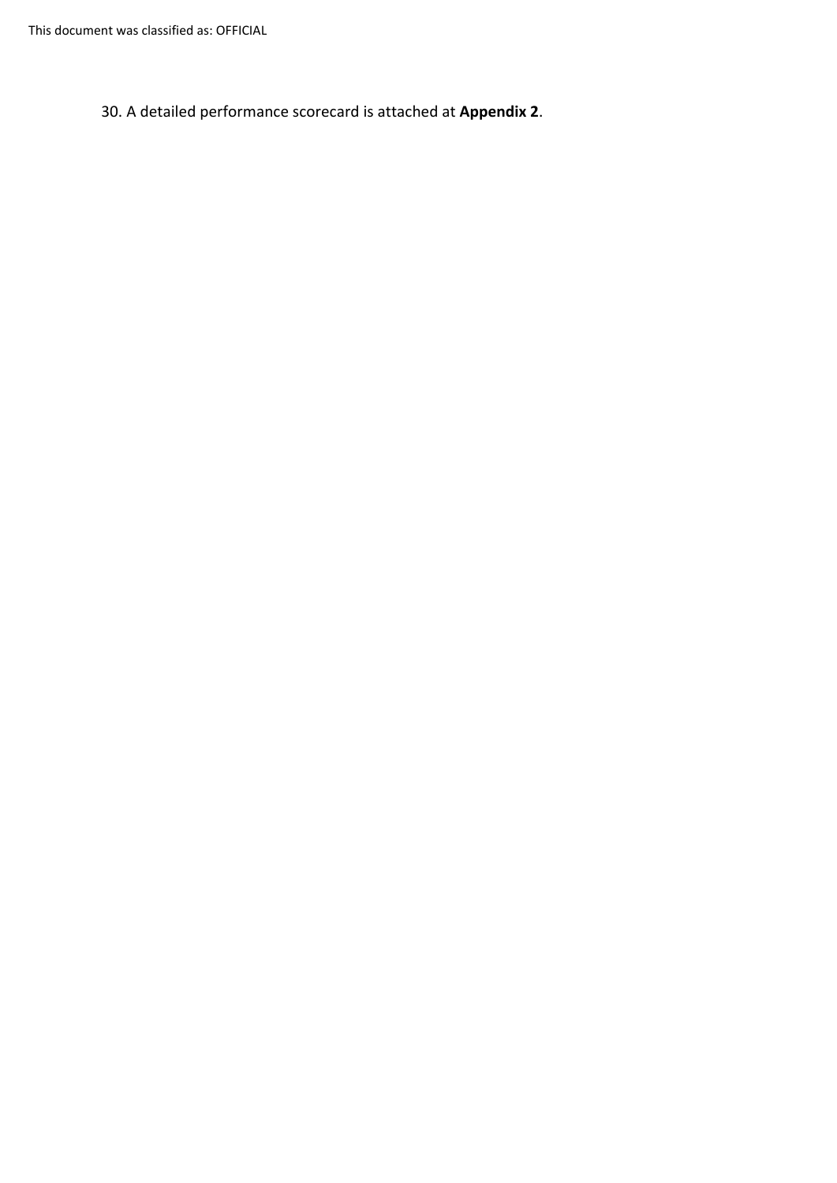30. A detailed performance scorecard is attached at **Appendix 2**.